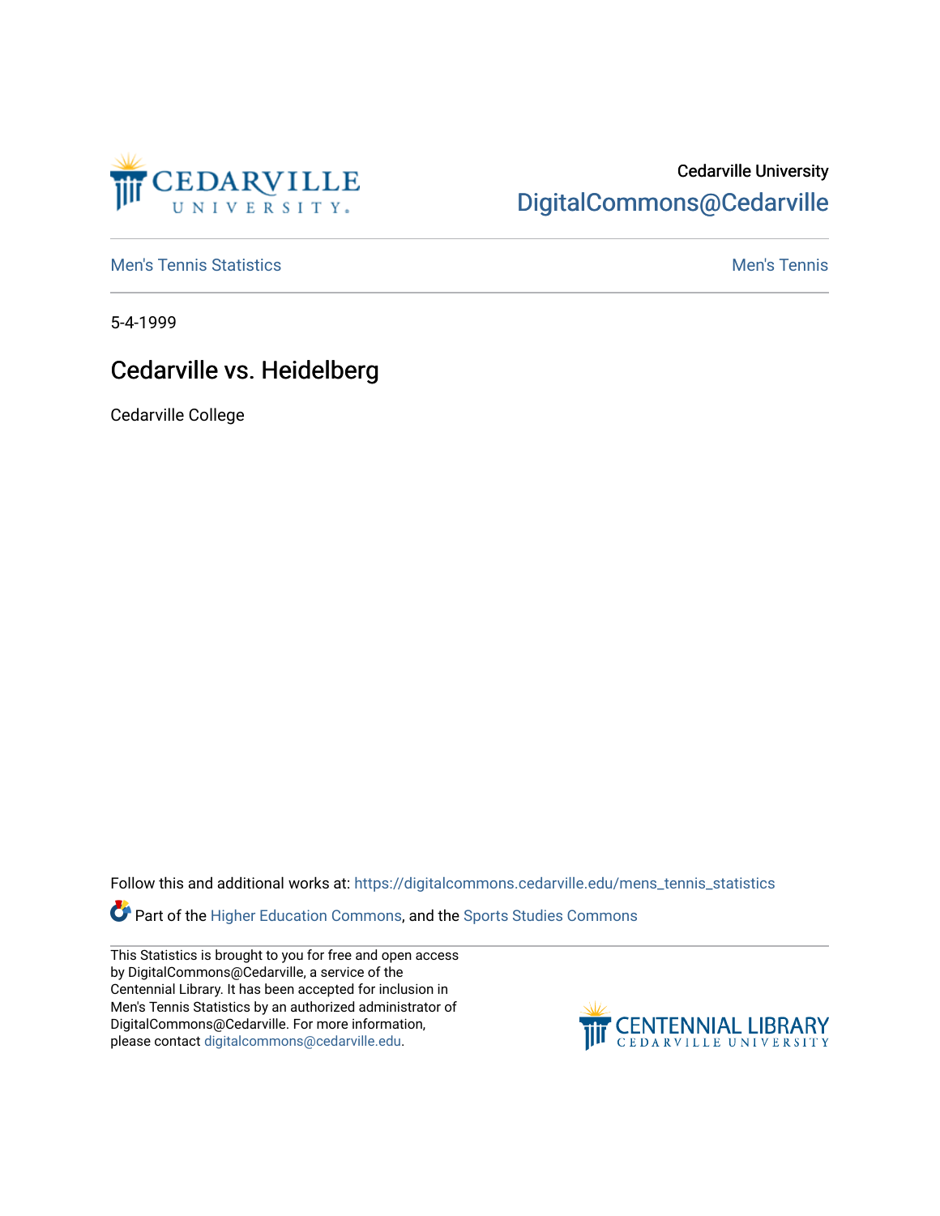Cedarville University
DigitalCommons@Cedarville

Men's Tennis Statistics | Men's Tennis

5-4-1999

# Cedarville vs. Heidelberg

Cedarville College

Follow this and additional works at: https://digitalcommons.cedarville.edu/mens_tennis_statistics

Part of the Higher Education Commons, and the Sports Studies Commons

This Statistics is brought to you for free and open access by DigitalCommons@Cedarville, a service of the Centennial Library. It has been accepted for inclusion in Men's Tennis Statistics by an authorized administrator of DigitalCommons@Cedarville. For more information, please contact digitalcommons@cedarville.edu.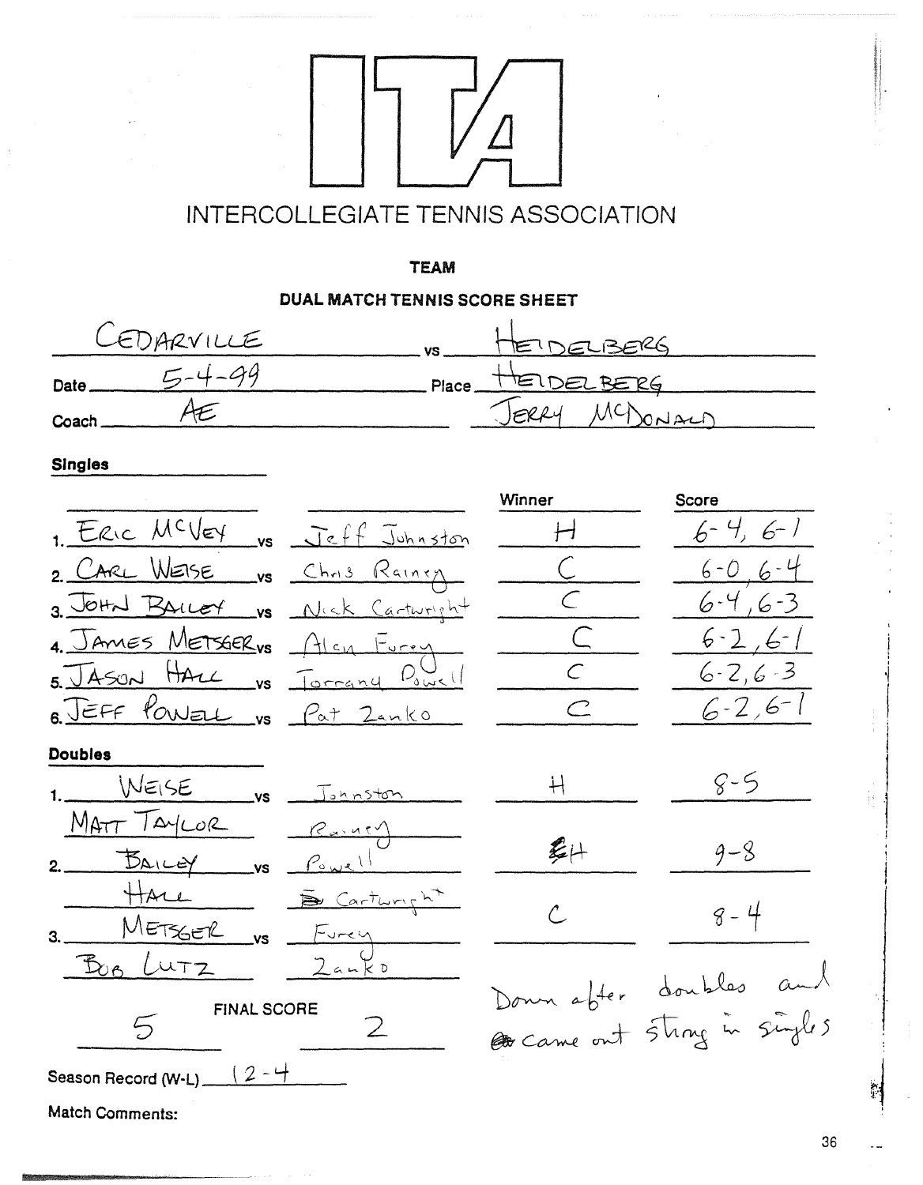# ITA

## INTERCOLLEGIATE TENNIS ASSOCIATION

**TEAM**

**DUAL MATCH TENNIS SCORE SHEET**

CEDARVILLE vs HEIDELBERG

Date 5-4-99 Place HEIDELBERG

Coach AE JERRY MCDONALD

**Singles**

| | | | Winner | Score |
|---|---|---|---|---|
| 1. | ERIC MCVEY vs | Jeff Johnston | H | 6-4, 6-1 |
| 2. | CARL WEISE vs | Chris Rainey | C | 6-0, 6-4 |
| 3. | JOHN BAILEY vs | Nick Cartwright | C | 6-4, 6-3 |
| 4. | JAMES METSGER vs | Alan Furey | C | 6-2, 6-1 |
| 5. | JASON HALL vs | Torrancy Powell | C | 6-2, 6-3 |
| 6. | JEFF POWELL vs | Pat Zanko | C | 6-2, 6-1 |

**Doubles**

| | | | Winner | Score |
|---|---|---|---|---|
| 1. | WEISE / MATT TAYLOR vs | Johnston / Rainey | H | 8-5 |
| 2. | BAILEY / HALL vs | Powell / Cartwright | H | 9-8 |
| 3. | METSGER / BOB LUTZ vs | Furey / Zanko | C | 8-4 |

FINAL SCORE

5 2

Down after doubles and came out strong in singles

Season Record (W-L) 12-4

Match Comments: